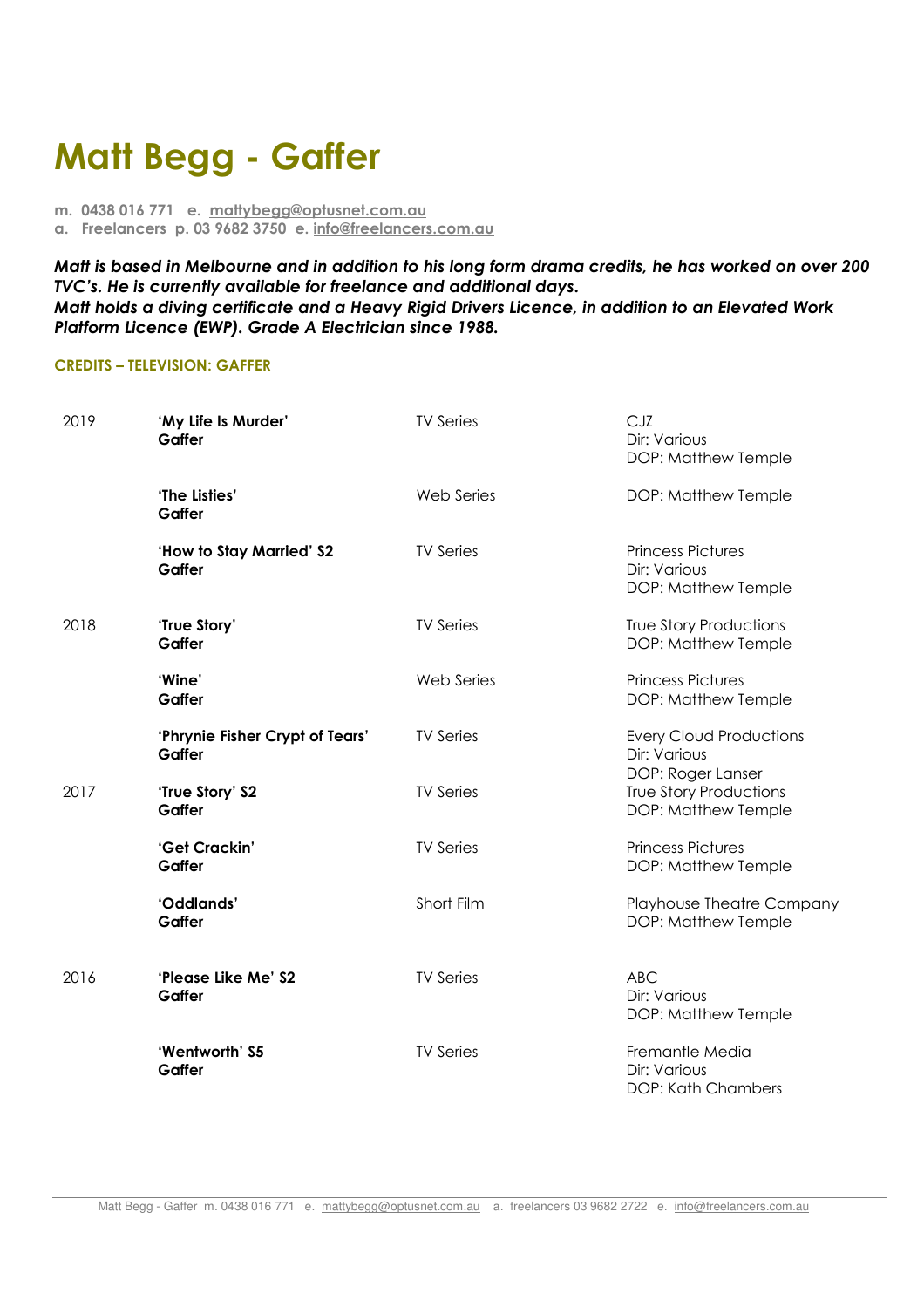# Matt Begg - Gaffer

**m. 0438 016 771 e. mattybegg@optusnet.com.au**
**a. Freelancers p. 03 9682 3750 e. info@freelancers.com.au**

***Matt is based in Melbourne and in addition to his long form drama credits, he has worked on over 200 TVC's. He is currently available for freelance and additional days.***
***Matt holds a diving certificate and a Heavy Rigid Drivers Licence, in addition to an Elevated Work Platform Licence (EWP). Grade A Electrician since 1988.***

### CREDITS – TELEVISION: GAFFER

| Year | Title | Type | Details |
|---|---|---|---|
| 2019 | **'My Life Is Murder'**<br>**Gaffer** | TV Series | CJZ<br>Dir: Various<br>DOP: Matthew Temple |
| | **'The Listies'**<br>**Gaffer** | Web Series | DOP: Matthew Temple |
| | **'How to Stay Married' S2**<br>**Gaffer** | TV Series | Princess Pictures<br>Dir: Various<br>DOP: Matthew Temple |
| 2018 | **'True Story'**<br>**Gaffer** | TV Series | True Story Productions<br>DOP: Matthew Temple |
| | **'Wine'**<br>**Gaffer** | Web Series | Princess Pictures<br>DOP: Matthew Temple |
| | **'Phrynie Fisher Crypt of Tears'**<br>**Gaffer** | TV Series | Every Cloud Productions<br>Dir: Various<br>DOP: Roger Lanser |
| 2017 | **'True Story' S2**<br>**Gaffer** | TV Series | True Story Productions<br>DOP: Matthew Temple |
| | **'Get Crackin'**<br>**Gaffer** | TV Series | Princess Pictures<br>DOP: Matthew Temple |
| | **'Oddlands'**<br>**Gaffer** | Short Film | Playhouse Theatre Company<br>DOP: Matthew Temple |
| 2016 | **'Please Like Me' S2**<br>**Gaffer** | TV Series | ABC<br>Dir: Various<br>DOP: Matthew Temple |
| | **'Wentworth' S5**<br>**Gaffer** | TV Series | Fremantle Media<br>Dir: Various<br>DOP: Kath Chambers |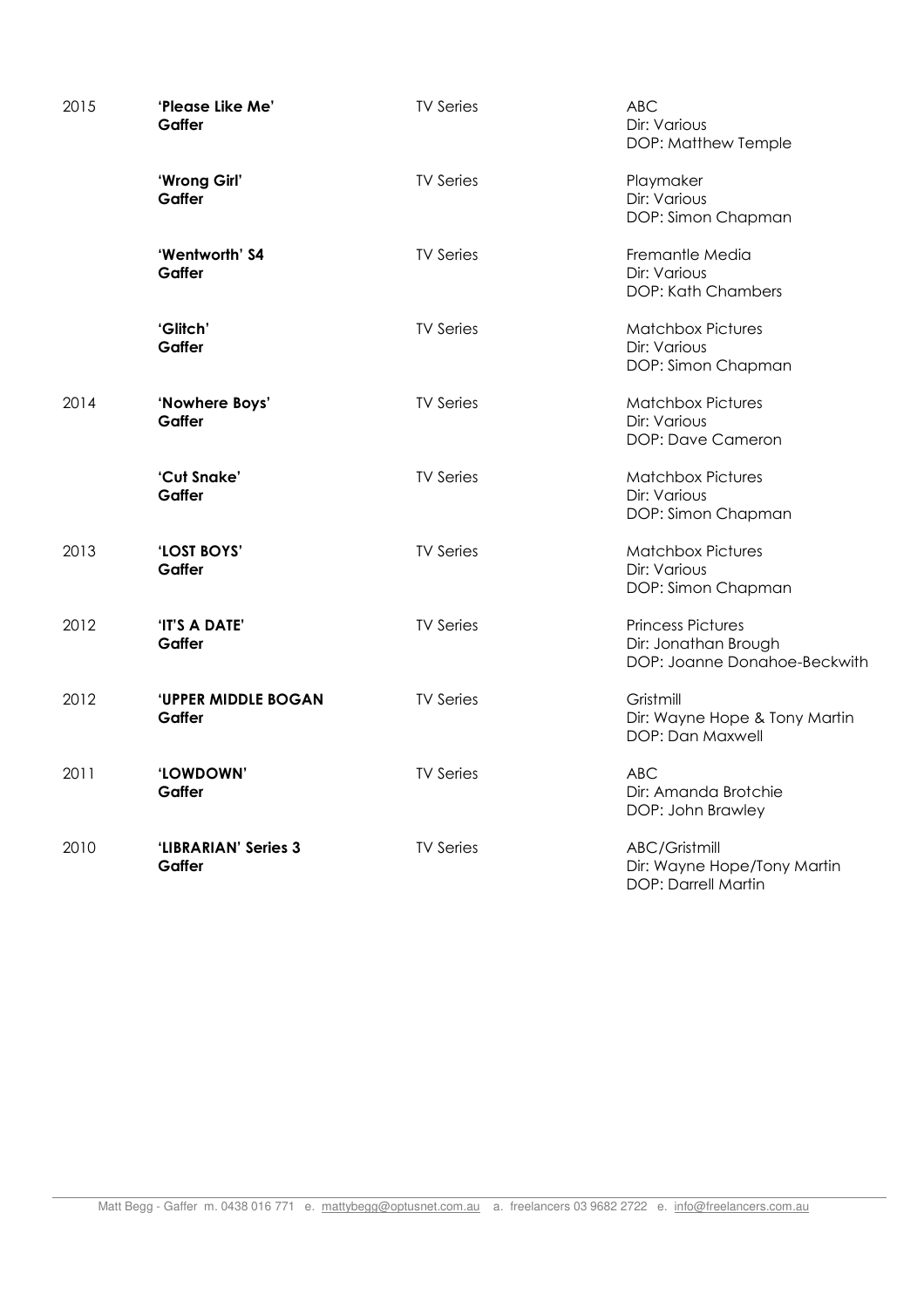| | | | |
|---|---|---|---|
| 2015 | **'Please Like Me'**<br>**Gaffer** | TV Series | ABC<br>Dir: Various<br>DOP: Matthew Temple |
| | **'Wrong Girl'**<br>**Gaffer** | TV Series | Playmaker<br>Dir: Various<br>DOP: Simon Chapman |
| | **'Wentworth' S4**<br>**Gaffer** | TV Series | Fremantle Media<br>Dir: Various<br>DOP: Kath Chambers |
| | **'Glitch'**<br>**Gaffer** | TV Series | Matchbox Pictures<br>Dir: Various<br>DOP: Simon Chapman |
| 2014 | **'Nowhere Boys'**<br>**Gaffer** | TV Series | Matchbox Pictures<br>Dir: Various<br>DOP: Dave Cameron |
| | **'Cut Snake'**<br>**Gaffer** | TV Series | Matchbox Pictures<br>Dir: Various<br>DOP: Simon Chapman |
| 2013 | **'LOST BOYS'**<br>**Gaffer** | TV Series | Matchbox Pictures<br>Dir: Various<br>DOP: Simon Chapman |
| 2012 | **'IT'S A DATE'**<br>**Gaffer** | TV Series | Princess Pictures<br>Dir: Jonathan Brough<br>DOP: Joanne Donahoe-Beckwith |
| 2012 | **'UPPER MIDDLE BOGAN**<br>**Gaffer** | TV Series | Gristmill<br>Dir: Wayne Hope & Tony Martin<br>DOP: Dan Maxwell |
| 2011 | **'LOWDOWN'**<br>**Gaffer** | TV Series | ABC<br>Dir: Amanda Brotchie<br>DOP: John Brawley |
| 2010 | **'LIBRARIAN' Series 3**<br>**Gaffer** | TV Series | ABC/Gristmill<br>Dir: Wayne Hope/Tony Martin<br>DOP: Darrell Martin |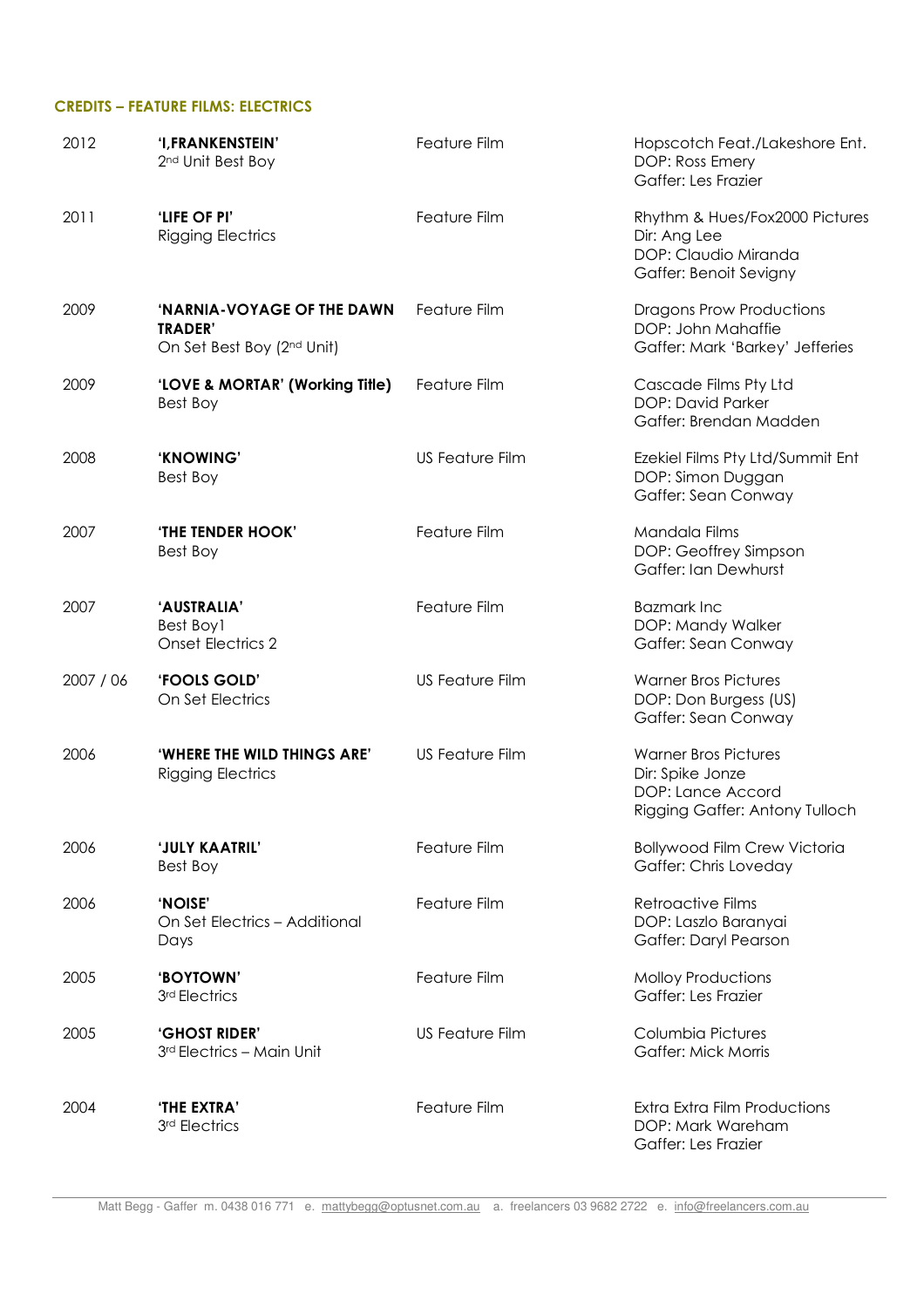### CREDITS – FEATURE FILMS: ELECTRICS

| Year | Title / Role | Type | Production |
|---|---|---|---|
| 2012 | **'I,FRANKENSTEIN'**<br>2nd Unit Best Boy | Feature Film | Hopscotch Feat./Lakeshore Ent.<br>DOP: Ross Emery<br>Gaffer: Les Frazier |
| 2011 | **'LIFE OF PI'**<br>Rigging Electrics | Feature Film | Rhythm & Hues/Fox2000 Pictures<br>Dir: Ang Lee<br>DOP: Claudio Miranda<br>Gaffer: Benoit Sevigny |
| 2009 | **'NARNIA-VOYAGE OF THE DAWN TRADER'**<br>On Set Best Boy (2nd Unit) | Feature Film | Dragons Prow Productions<br>DOP: John Mahaffie<br>Gaffer: Mark 'Barkey' Jefferies |
| 2009 | **'LOVE & MORTAR' (Working Title)**<br>Best Boy | Feature Film | Cascade Films Pty Ltd<br>DOP: David Parker<br>Gaffer: Brendan Madden |
| 2008 | **'KNOWING'**<br>Best Boy | US Feature Film | Ezekiel Films Pty Ltd/Summit Ent<br>DOP: Simon Duggan<br>Gaffer: Sean Conway |
| 2007 | **'THE TENDER HOOK'**<br>Best Boy | Feature Film | Mandala Films<br>DOP: Geoffrey Simpson<br>Gaffer: Ian Dewhurst |
| 2007 | **'AUSTRALIA'**<br>Best Boy1<br>Onset Electrics 2 | Feature Film | Bazmark Inc<br>DOP: Mandy Walker<br>Gaffer: Sean Conway |
| 2007 / 06 | **'FOOLS GOLD'**<br>On Set Electrics | US Feature Film | Warner Bros Pictures<br>DOP: Don Burgess (US)<br>Gaffer: Sean Conway |
| 2006 | **'WHERE THE WILD THINGS ARE'**<br>Rigging Electrics | US Feature Film | Warner Bros Pictures<br>Dir: Spike Jonze<br>DOP: Lance Accord<br>Rigging Gaffer: Antony Tulloch |
| 2006 | **'JULY KAATRIL'**<br>Best Boy | Feature Film | Bollywood Film Crew Victoria<br>Gaffer: Chris Loveday |
| 2006 | **'NOISE'**<br>On Set Electrics – Additional Days | Feature Film | Retroactive Films<br>DOP: Laszlo Baranyai<br>Gaffer: Daryl Pearson |
| 2005 | **'BOYTOWN'**<br>3rd Electrics | Feature Film | Molloy Productions<br>Gaffer: Les Frazier |
| 2005 | **'GHOST RIDER'**<br>3rd Electrics – Main Unit | US Feature Film | Columbia Pictures<br>Gaffer: Mick Morris |
| 2004 | **'THE EXTRA'**<br>3rd Electrics | Feature Film | Extra Extra Film Productions<br>DOP: Mark Wareham<br>Gaffer: Les Frazier |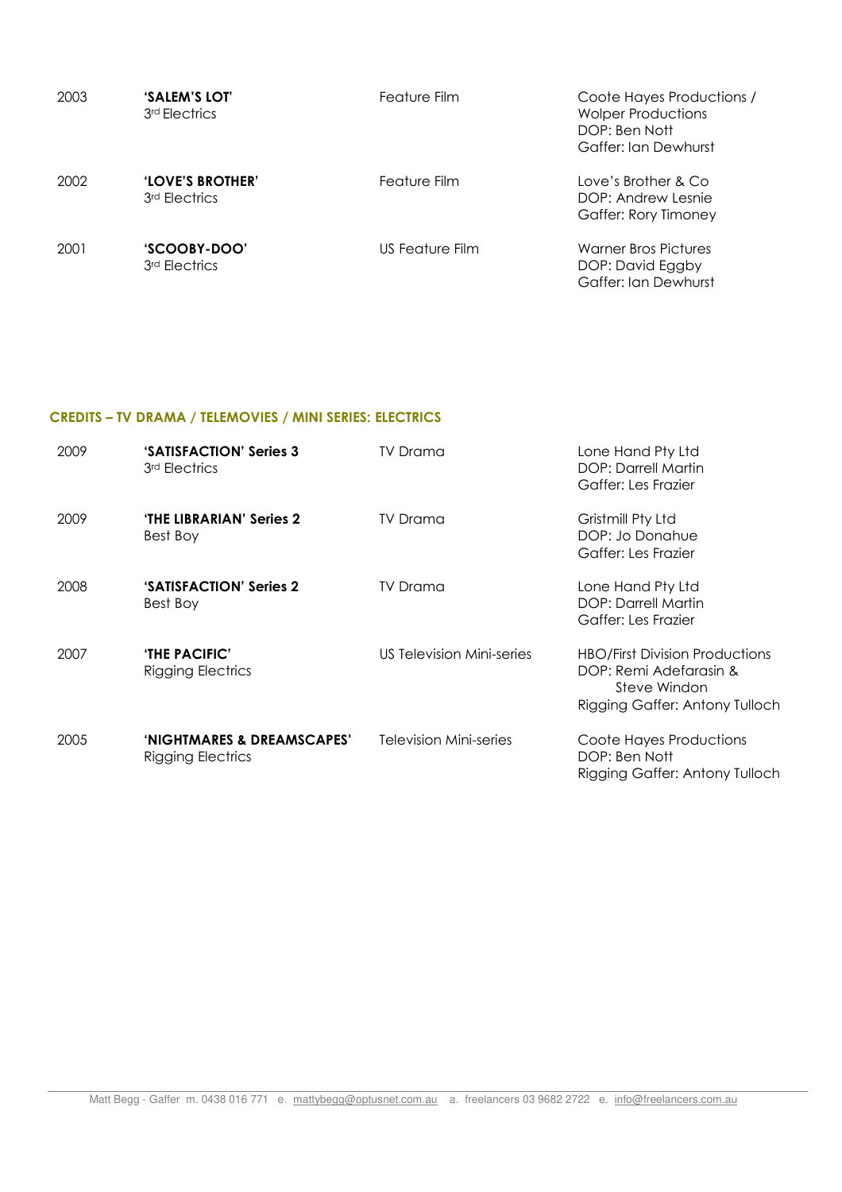| | | | |
|---|---|---|---|
| 2003 | **'SALEM'S LOT'**<br>3rd Electrics | Feature Film | Coote Hayes Productions / Wolper Productions<br>DOP: Ben Nott<br>Gaffer: Ian Dewhurst |
| 2002 | **'LOVE'S BROTHER'**<br>3rd Electrics | Feature Film | Love's Brother & Co<br>DOP: Andrew Lesnie<br>Gaffer: Rory Timoney |
| 2001 | **'SCOOBY-DOO'**<br>3rd Electrics | US Feature Film | Warner Bros Pictures<br>DOP: David Eggby<br>Gaffer: Ian Dewhurst |

## CREDITS – TV DRAMA / TELEMOVIES / MINI SERIES: ELECTRICS

| | | | |
|---|---|---|---|
| 2009 | **'SATISFACTION' Series 3**<br>3rd Electrics | TV Drama | Lone Hand Pty Ltd<br>DOP: Darrell Martin<br>Gaffer: Les Frazier |
| 2009 | **'THE LIBRARIAN' Series 2**<br>Best Boy | TV Drama | Gristmill Pty Ltd<br>DOP: Jo Donahue<br>Gaffer: Les Frazier |
| 2008 | **'SATISFACTION' Series 2**<br>Best Boy | TV Drama | Lone Hand Pty Ltd<br>DOP: Darrell Martin<br>Gaffer: Les Frazier |
| 2007 | **'THE PACIFIC'**<br>Rigging Electrics | US Television Mini-series | HBO/First Division Productions<br>DOP: Remi Adefarasin & Steve Windon<br>Rigging Gaffer: Antony Tulloch |
| 2005 | **'NIGHTMARES & DREAMSCAPES'**<br>Rigging Electrics | Television Mini-series | Coote Hayes Productions<br>DOP: Ben Nott<br>Rigging Gaffer: Antony Tulloch |